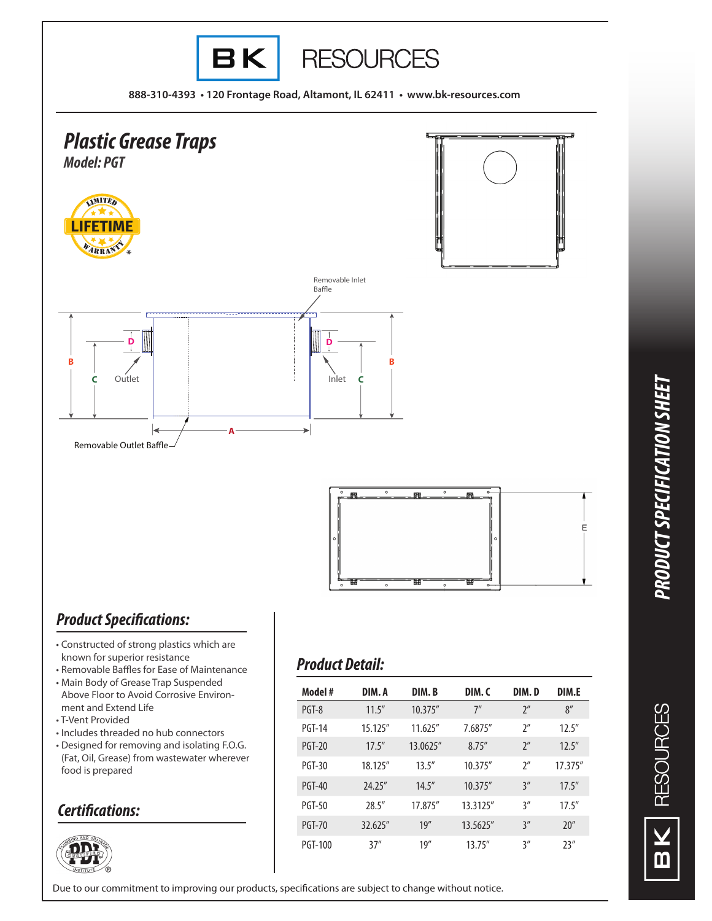# BK RESOURCES

888-310-4393 • 120 Frontage Road, Altamont, IL 62411 • www.bk-resources.com

## *Plastic Grease Traps*

### *Model: PGT*

LIMITED LIFETIME WARRANTY*

Removable Inlet Baffle

D B C Outlet

D B C Inlet

A

Removable Outlet Baffle

E

## *Product Specifications:*

- Constructed of strong plastics which are known for superior resistance
- Removable Baffles for Ease of Maintenance
- Main Body of Grease Trap Suspended Above Floor to Avoid Corrosive Environment and Extend Life
- T-Vent Provided
- Includes threaded no hub connectors
- Designed for removing and isolating F.O.G. (Fat, Oil, Grease) from wastewater wherever food is prepared

## *Certifications:*

PDI Plumbing and Drainage Institute Certified

## *Product Detail:*

| Model # | DIM. A | DIM. B | DIM. C | DIM. D | DIM.E |
|---|---|---|---|---|---|
| PGT-8 | 11.5″ | 10.375″ | 7″ | 2″ | 8″ |
| PGT-14 | 15.125″ | 11.625″ | 7.6875″ | 2″ | 12.5″ |
| PGT-20 | 17.5″ | 13.0625″ | 8.75″ | 2″ | 12.5″ |
| PGT-30 | 18.125″ | 13.5″ | 10.375″ | 2″ | 17.375″ |
| PGT-40 | 24.25″ | 14.5″ | 10.375″ | 3″ | 17.5″ |
| PGT-50 | 28.5″ | 17.875″ | 13.3125″ | 3″ | 17.5″ |
| PGT-70 | 32.625″ | 19″ | 13.5625″ | 3″ | 20″ |
| PGT-100 | 37″ | 19″ | 13.75″ | 3″ | 23″ |

Due to our commitment to improving our products, specifications are subject to change without notice.

PRODUCT SPECIFICATION SHEET

BK RESOURCES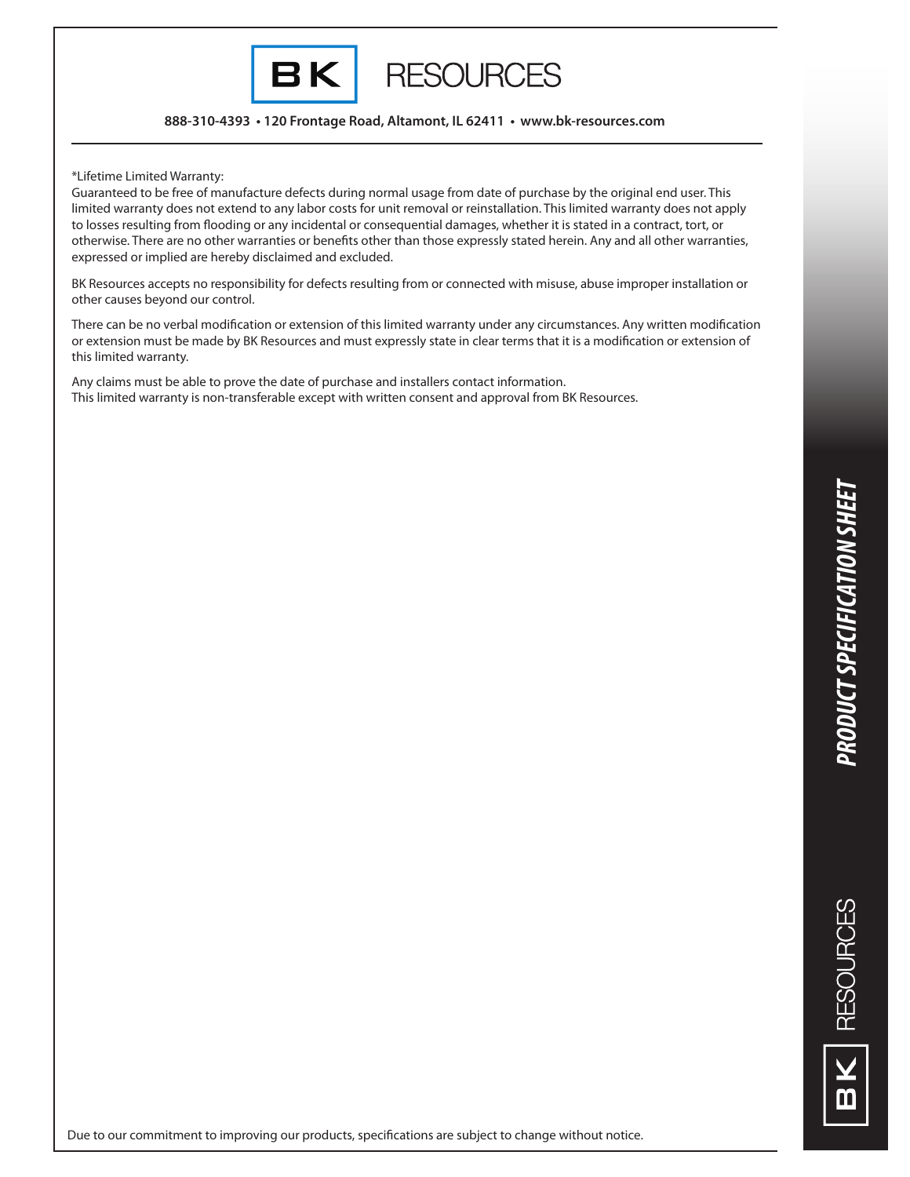# BK RESOURCES

**888-310-4393 • 120 Frontage Road, Altamont, IL 62411 • www.bk-resources.com**

*Lifetime Limited Warranty:
Guaranteed to be free of manufacture defects during normal usage from date of purchase by the original end user. This limited warranty does not extend to any labor costs for unit removal or reinstallation. This limited warranty does not apply to losses resulting from flooding or any incidental or consequential damages, whether it is stated in a contract, tort, or otherwise. There are no other warranties or benefits other than those expressly stated herein. Any and all other warranties, expressed or implied are hereby disclaimed and excluded.

BK Resources accepts no responsibility for defects resulting from or connected with misuse, abuse improper installation or other causes beyond our control.

There can be no verbal modification or extension of this limited warranty under any circumstances. Any written modification or extension must be made by BK Resources and must expressly state in clear terms that it is a modification or extension of this limited warranty.

Any claims must be able to prove the date of purchase and installers contact information.
This limited warranty is non-transferable except with written consent and approval from BK Resources.

Due to our commitment to improving our products, specifications are subject to change without notice.

***PRODUCT SPECIFICATION SHEET***

BK RESOURCES